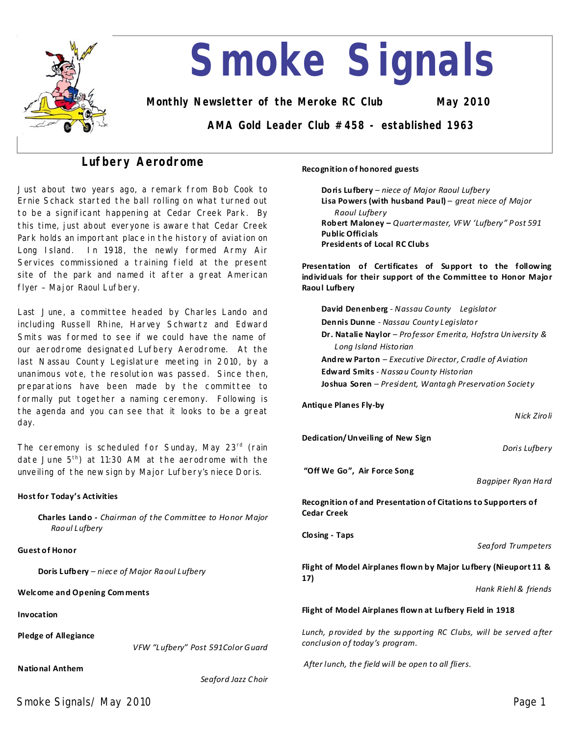# Smoke Signals

**Monthly Newsletter of the Meroke RC Club** **May 2010**

**AMA Gold Leader Club #458 - established 1963**

## Lufbery Aerodrome

Just about two years ago, a remark from Bob Cook to Ernie Schack started the ball rolling on what turned out to be a significant happening at Cedar Creek Park. By this time, just about everyone is aware that Cedar Creek Park holds an important place in the history of aviation on Long Island. In 1918, the newly formed Army Air Services commissioned a training field at the present site of the park and named it after a great American flyer – Major Raoul Lufbery.

Last June, a committee headed by Charles Lando and including Russell Rhine, Harvey Schwartz and Edward Smits was formed to see if we could have the name of our aerodrome designated Lufbery Aerodrome. At the last Nassau County Legislature meeting in 2010, by a unanimous vote, the resolution was passed. Since then, preparations have been made by the committee to formally put together a naming ceremony. Following is the agenda and you can see that it looks to be a great day.

The ceremony is scheduled for Sunday, May 23rd (rain date June 5th) at 11:30 AM at the aerodrome with the unveiling of the new sign by Major Lufbery's niece Doris.

**Host for Today's Activities**

**Charles Lando** - *Chairman of the Committee to Honor Major Raoul Lufbery*

**Guest of Honor**

**Doris Lufbery** – *niece of Major Raoul Lufbery*

**Welcome and Opening Comments**

**Invocation**

**Pledge of Allegiance**

*VFW "Lufbery" Post 591 Color Guard*

**National Anthem**

*Seaford Jazz Choir*

**Recognition of honored guests**

- **Doris Lufbery** – *niece of Major Raoul Lufbery*
- **Lisa Powers (with husband Paul)** – *great niece of Major Raoul Lufbery*
- **Robert Maloney** – *Quartermaster, VFW 'Lufbery" Post 591*
- **Public Officials**
- **Presidents of Local RC Clubs**

**Presentation of Certificates of Support to the following individuals for their support of the Committee to Honor Major Raoul Lufbery**

- **David Denenberg** - *Nassau County Legislator*
- **Dennis Dunne** - *Nassau County Legislator*
- **Dr. Natalie Naylor** – *Professor Emerita, Hofstra University & Long Island Historian*
- **Andrew Parton** – *Executive Director, Cradle of Aviation*
- **Edward Smits** - *Nassau County Historian*
- **Joshua Soren** – *President, Wantagh Preservation Society*

**Antique Planes Fly-by**

*Nick Ziroli*

**Dedication/Unveiling of New Sign**

*Doris Lufbery*

**"Off We Go", Air Force Song**

*Bagpiper Ryan Hard*

**Recognition of and Presentation of Citations to Supporters of Cedar Creek**

**Closing - Taps**

*Seaford Trumpeters*

**Flight of Model Airplanes flown by Major Lufbery (Nieuport 11 & 17)**

*Hank Riehl & friends*

**Flight of Model Airplanes flown at Lufbery Field in 1918**

*Lunch, provided by the supporting RC Clubs, will be served after conclusion of today's program.*

*After lunch, the field will be open to all fliers.*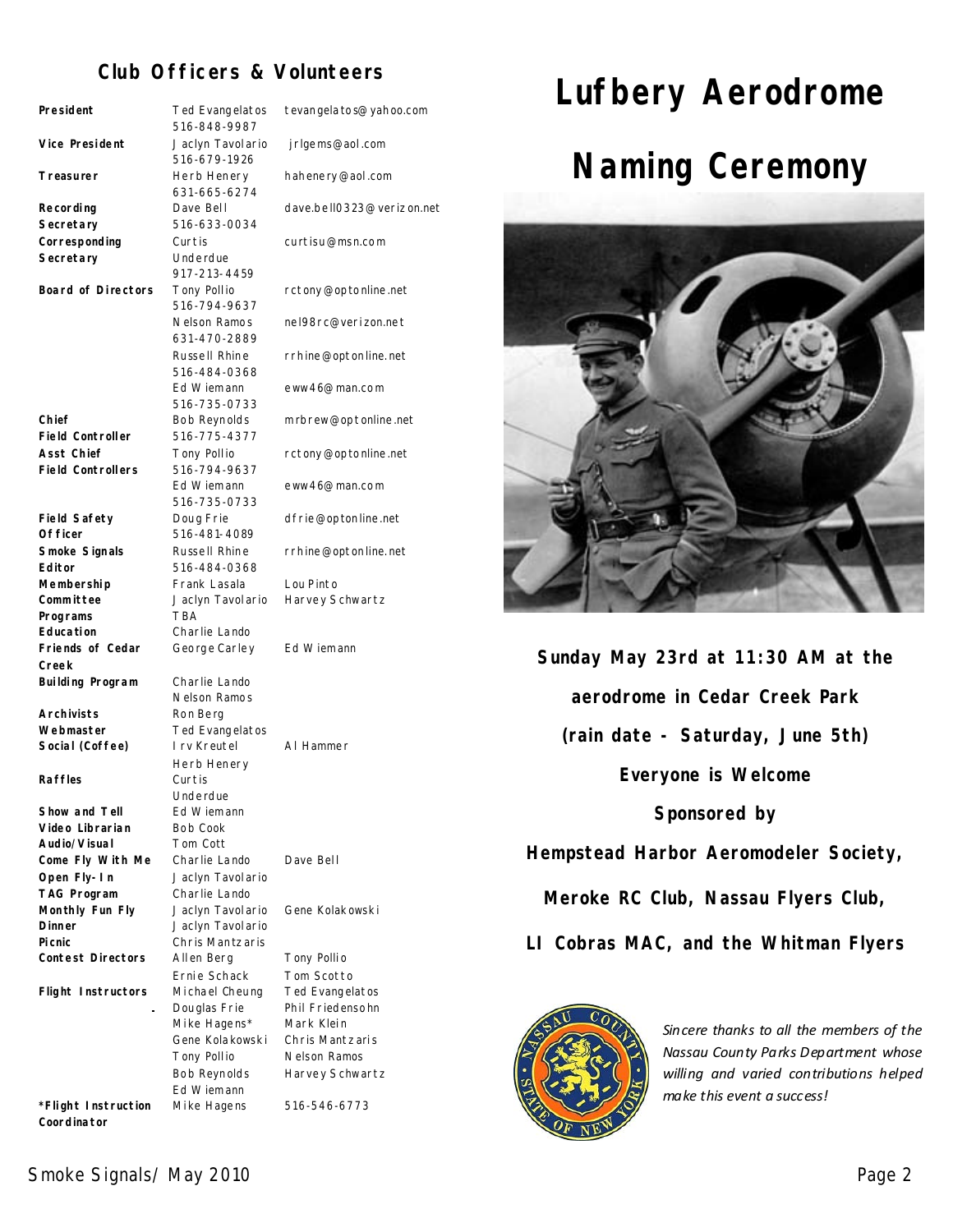## Club Officers & Volunteers

| Position | Name | Contact |
|---|---|---|
| **President** | Ted Evangelatos 516-848-9987 | tevangelatos@yahoo.com |
| **Vice President** | Jaclyn Tavolario 516-679-1926 | jrlgems@aol.com |
| **Treasurer** | Herb Henery 631-665-6274 | hahenery@aol.com |
| **Recording Secretary** | Dave Bell 516-633-0034 | dave.bell0323@verizon.net |
| **Corresponding Secretary** | Curtis Underdue 917-213-4459 | curtisu@msn.com |
| **Board of Directors** | Tony Pollio 516-794-9637 | rctony@optonline.net |
| | Nelson Ramos 631-470-2889 | nel98rc@verizon.net |
| | Russell Rhine 516-484-0368 | rrhine@optonline.net |
| | Ed Wiemann 516-735-0733 | eww46@man.com |
| **Chief Field Controller** | Bob Reynolds 516-775-4377 | mrbrew@optonline.net |
| **Asst Chief Field Controllers** | Tony Pollio 516-794-9637 | rctony@optonline.net |
| | Ed Wiemann 516-735-0733 | eww46@man.com |
| **Field Safety Officer** | Doug Frie 516-481-4089 | dfrie@optonline.net |
| **Smoke Signals Editor** | Russell Rhine 516-484-0368 | rrhine@optonline.net |
| **Membership Committee** | Frank Lasala | Lou Pinto |
| | Jaclyn Tavolario | Harvey Schwartz |
| **Programs** | TBA | |
| **Education** | Charlie Lando | |
| **Friends of Cedar Creek** | George Carley | Ed Wiemann |
| **Building Program** | Charlie Lando | |
| | Nelson Ramos | |
| **Archivists** | Ron Berg | |
| **Webmaster** | Ted Evangelatos | |
| **Social (Coffee)** | Irv Kreutel | Al Hammer |
| | Herb Henery | |
| **Raffles** | Curtis Underdue | |
| **Show and Tell** | Ed Wiemann | |
| **Video Librarian** | Bob Cook | |
| **Audio/Visual** | Tom Cott | |
| **Come Fly With Me** | Charlie Lando | Dave Bell |
| **Open Fly-In** | Jaclyn Tavolario | |
| **TAG Program** | Charlie Lando | |
| **Monthly Fun Fly** | Jaclyn Tavolario | Gene Kolakowski |
| **Dinner** | Jaclyn Tavolario | |
| **Picnic** | Chris Mantzaris | |
| **Contest Directors** | Allen Berg | Tony Pollio |
| | Ernie Schack | Tom Scotto |
| **Flight Instructors** | Michael Cheung | Ted Evangelatos |
| | Douglas Frie | Phil Friedensohn |
| | Mike Hagens* | Mark Klein |
| | Gene Kolakowski | Chris Mantzaris |
| | Tony Pollio | Nelson Ramos |
| | Bob Reynolds | Harvey Schwartz |
| | Ed Wiemann | |
| ***Flight Instruction Coordinator** | Mike Hagens | 516-546-6773 |

# Lufbery Aerodrome Naming Ceremony

**Sunday May 23rd at 11:30 AM at the aerodrome in Cedar Creek Park**

**(rain date - Saturday, June 5th)**

**Everyone is Welcome**

**Sponsored by**

**Hempstead Harbor Aeromodeler Society, Meroke RC Club, Nassau Flyers Club, LI Cobras MAC, and the Whitman Flyers**

*Sincere thanks to all the members of the Nassau County Parks Department whose willing and varied contributions helped make this event a success!*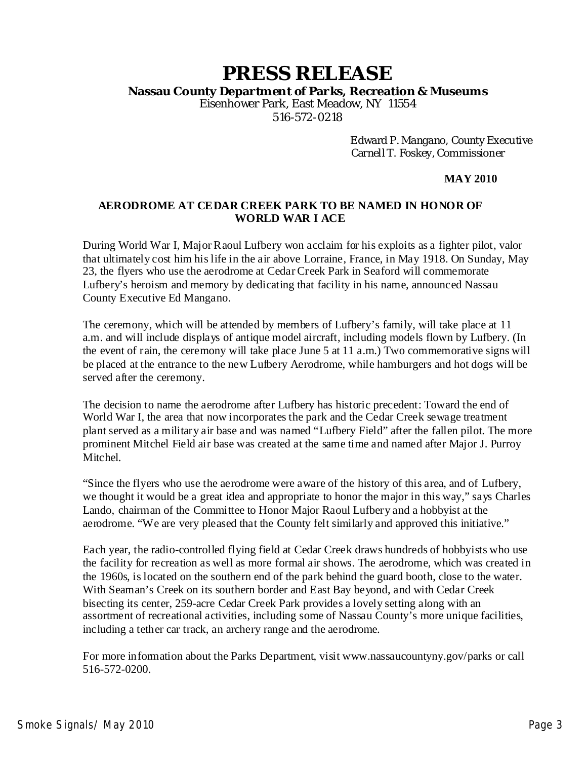# PRESS RELEASE

**Nassau County Department of Parks, Recreation & Museums**
Eisenhower Park, East Meadow, NY 11554
516-572-0218

Edward P. Mangano, County Executive
Carnell T. Foskey, Commissioner

**MAY 2010**

**AERODROME AT CEDAR CREEK PARK TO BE NAMED IN HONOR OF WORLD WAR I ACE**

During World War I, Major Raoul Lufbery won acclaim for his exploits as a fighter pilot, valor that ultimately cost him his life in the air above Lorraine, France, in May 1918. On Sunday, May 23, the flyers who use the aerodrome at Cedar Creek Park in Seaford will commemorate Lufbery's heroism and memory by dedicating that facility in his name, announced Nassau County Executive Ed Mangano.

The ceremony, which will be attended by members of Lufbery's family, will take place at 11 a.m. and will include displays of antique model aircraft, including models flown by Lufbery. (In the event of rain, the ceremony will take place June 5 at 11 a.m.) Two commemorative signs will be placed at the entrance to the new Lufbery Aerodrome, while hamburgers and hot dogs will be served after the ceremony.

The decision to name the aerodrome after Lufbery has historic precedent: Toward the end of World War I, the area that now incorporates the park and the Cedar Creek sewage treatment plant served as a military air base and was named "Lufbery Field" after the fallen pilot. The more prominent Mitchel Field air base was created at the same time and named after Major J. Purroy Mitchel.

"Since the flyers who use the aerodrome were aware of the history of this area, and of Lufbery, we thought it would be a great idea and appropriate to honor the major in this way," says Charles Lando, chairman of the Committee to Honor Major Raoul Lufbery and a hobbyist at the aerodrome. "We are very pleased that the County felt similarly and approved this initiative."

Each year, the radio-controlled flying field at Cedar Creek draws hundreds of hobbyists who use the facility for recreation as well as more formal air shows. The aerodrome, which was created in the 1960s, is located on the southern end of the park behind the guard booth, close to the water. With Seaman's Creek on its southern border and East Bay beyond, and with Cedar Creek bisecting its center, 259-acre Cedar Creek Park provides a lovely setting along with an assortment of recreational activities, including some of Nassau County's more unique facilities, including a tether car track, an archery range and the aerodrome.

For more information about the Parks Department, visit www.nassaucountyny.gov/parks or call 516-572-0200.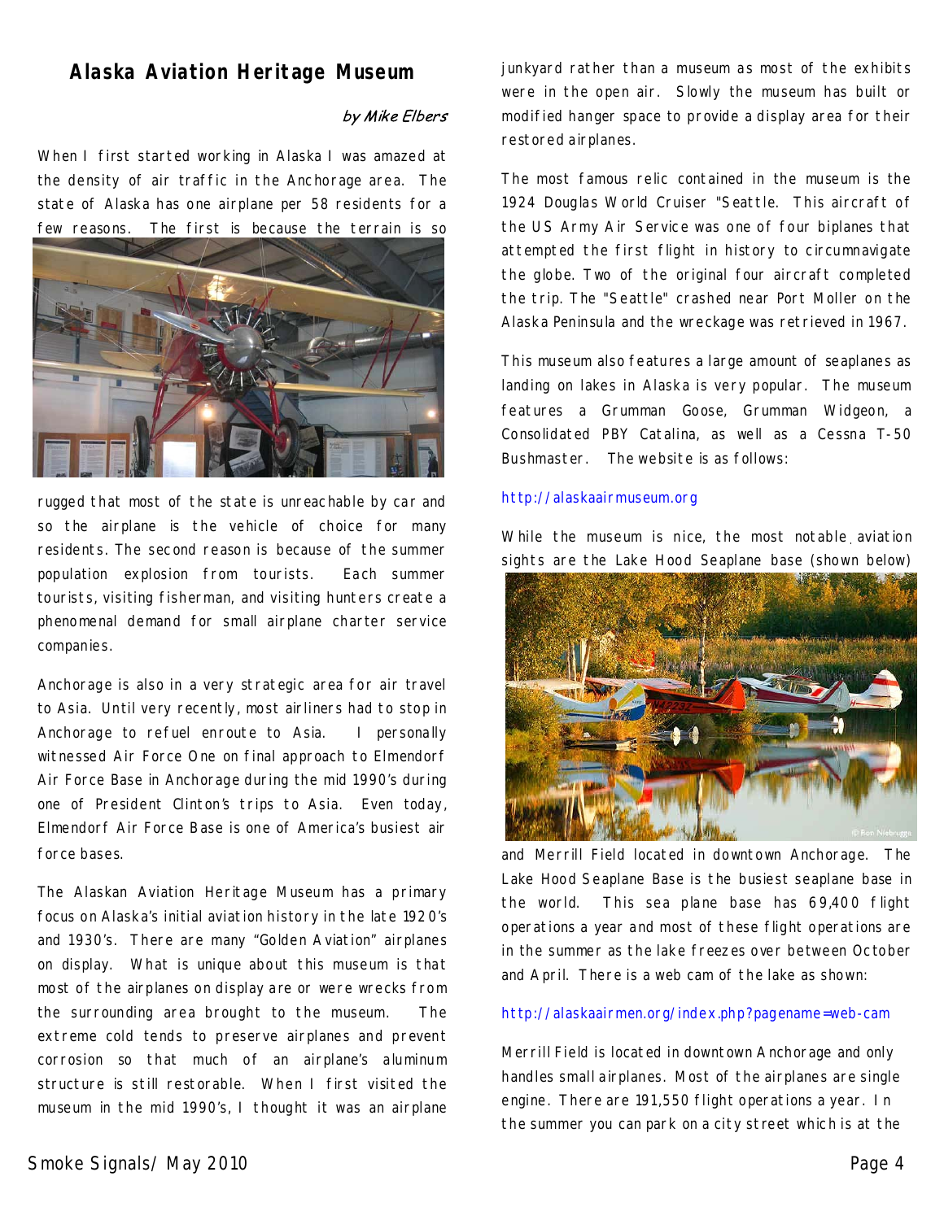## Alaska Aviation Heritage Museum

*by Mike Elbers*

When I first started working in Alaska I was amazed at the density of air traffic in the Anchorage area. The state of Alaska has one airplane per 58 residents for a few reasons. The first is because the terrain is so rugged that most of the state is unreachable by car and so the airplane is the vehicle of choice for many residents. The second reason is because of the summer population explosion from tourists. Each summer tourists, visiting fisherman, and visiting hunters create a phenomenal demand for small airplane charter service companies.

Anchorage is also in a very strategic area for air travel to Asia. Until very recently, most airliners had to stop in Anchorage to refuel enroute to Asia. I personally witnessed Air Force One on final approach to Elmendorf Air Force Base in Anchorage during the mid 1990's during one of President Clinton's trips to Asia. Even today, Elmendorf Air Force Base is one of America's busiest air force bases.

The Alaskan Aviation Heritage Museum has a primary focus on Alaska's initial aviation history in the late 1920's and 1930's. There are many "Golden Aviation" airplanes on display. What is unique about this museum is that most of the airplanes on display are or were wrecks from the surrounding area brought to the museum. The extreme cold tends to preserve airplanes and prevent corrosion so that much of an airplane's aluminum structure is still restorable. When I first visited the museum in the mid 1990's, I thought it was an airplane junkyard rather than a museum as most of the exhibits were in the open air. Slowly the museum has built or modified hanger space to provide a display area for their restored airplanes.

The most famous relic contained in the museum is the 1924 Douglas World Cruiser "Seattle. This aircraft of the US Army Air Service was one of four biplanes that attempted the first flight in history to circumnavigate the globe. Two of the original four aircraft completed the trip. The "Seattle" crashed near Port Moller on the Alaska Peninsula and the wreckage was retrieved in 1967.

This museum also features a large amount of seaplanes as landing on lakes in Alaska is very popular. The museum features a Grumman Goose, Grumman Widgeon, a Consolidated PBY Catalina, as well as a Cessna T-50 Bushmaster. The website is as follows:

http://alaskaairmuseum.org

While the museum is nice, the most notable aviation sights are the Lake Hood Seaplane base (shown below) and Merrill Field located in downtown Anchorage. The Lake Hood Seaplane Base is the busiest seaplane base in the world. This sea plane base has 69,400 flight operations a year and most of these flight operations are in the summer as the lake freezes over between October and April. There is a web cam of the lake as shown:

http://alaskaairmen.org/index.php?pagename=web-cam

Merrill Field is located in downtown Anchorage and only handles small airplanes. Most of the airplanes are single engine. There are 191,550 flight operations a year. In the summer you can park on a city street which is at the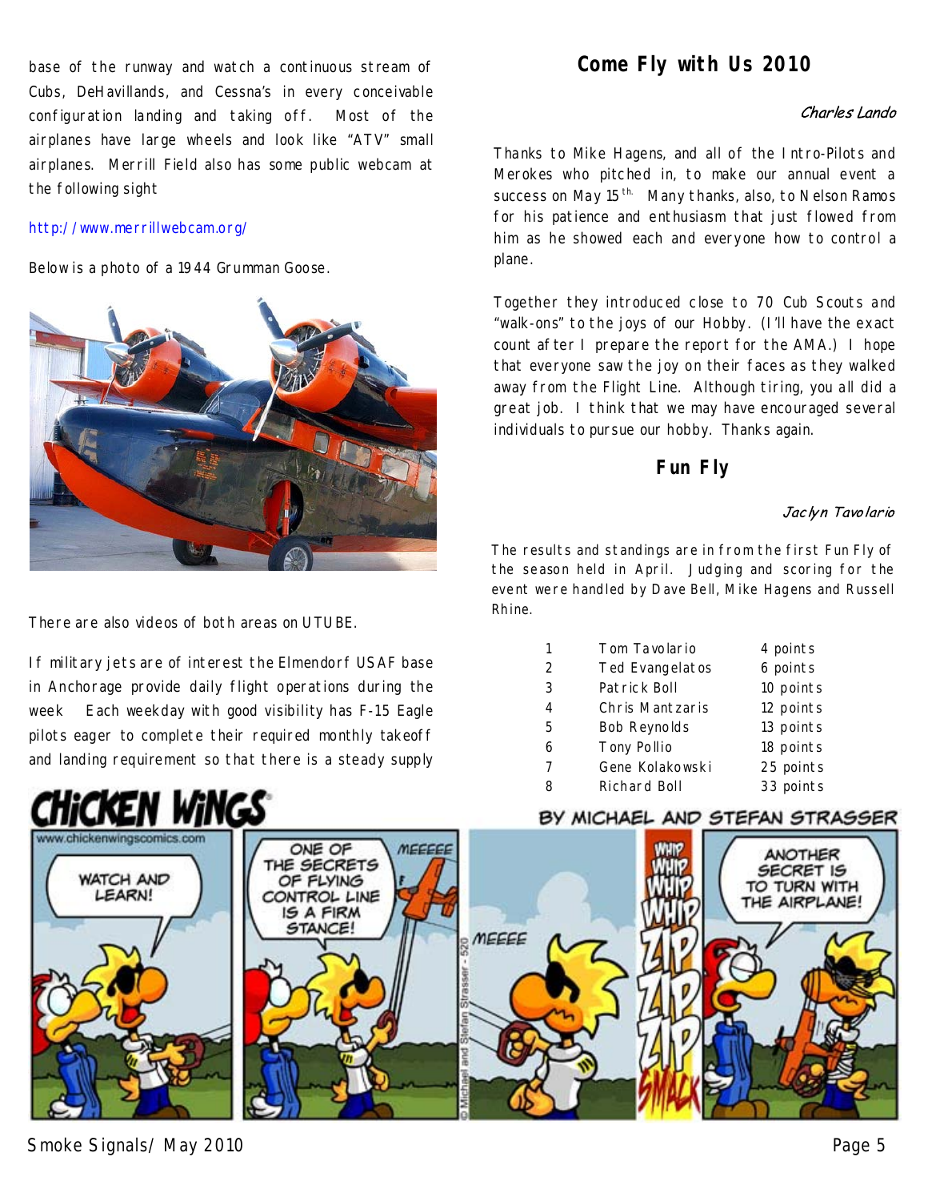base of the runway and watch a continuous stream of Cubs, DeHavillands, and Cessna's in every conceivable configuration landing and taking off. Most of the airplanes have large wheels and look like "ATV" small airplanes. Merrill Field also has some public webcam at the following sight

http://www.merrillwebcam.org/

Below is a photo of a 1944 Grumman Goose.

There are also videos of both areas on UTUBE.

If military jets are of interest the Elmendorf USAF base in Anchorage provide daily flight operations during the week Each weekday with good visibility has F-15 Eagle pilots eager to complete their required monthly takeoff and landing requirement so that there is a steady supply

## Come Fly with Us 2010

*Charles Lando*

Thanks to Mike Hagens, and all of the Intro-Pilots and Merokes who pitched in, to make our annual event a success on May 15th. Many thanks, also, to Nelson Ramos for his patience and enthusiasm that just flowed from him as he showed each and everyone how to control a plane.

Together they introduced close to 70 Cub Scouts and "walk-ons" to the joys of our Hobby. (I'll have the exact count after I prepare the report for the AMA.) I hope that everyone saw the joy on their faces as they walked away from the Flight Line. Although tiring, you all did a great job. I think that we may have encouraged several individuals to pursue our hobby. Thanks again.

## Fun Fly

*Jaclyn Tavolario*

The results and standings are in from the first Fun Fly of the season held in April. Judging and scoring for the event were handled by Dave Bell, Mike Hagens and Russell Rhine.

| | | |
|---|---|---|
| 1 | Tom Tavolario | 4 points |
| 2 | Ted Evangelatos | 6 points |
| 3 | Patrick Boll | 10 points |
| 4 | Chris Mantzaris | 12 points |
| 5 | Bob Reynolds | 13 points |
| 6 | Tony Pollio | 18 points |
| 7 | Gene Kolakowski | 25 points |
| 8 | Richard Boll | 33 points |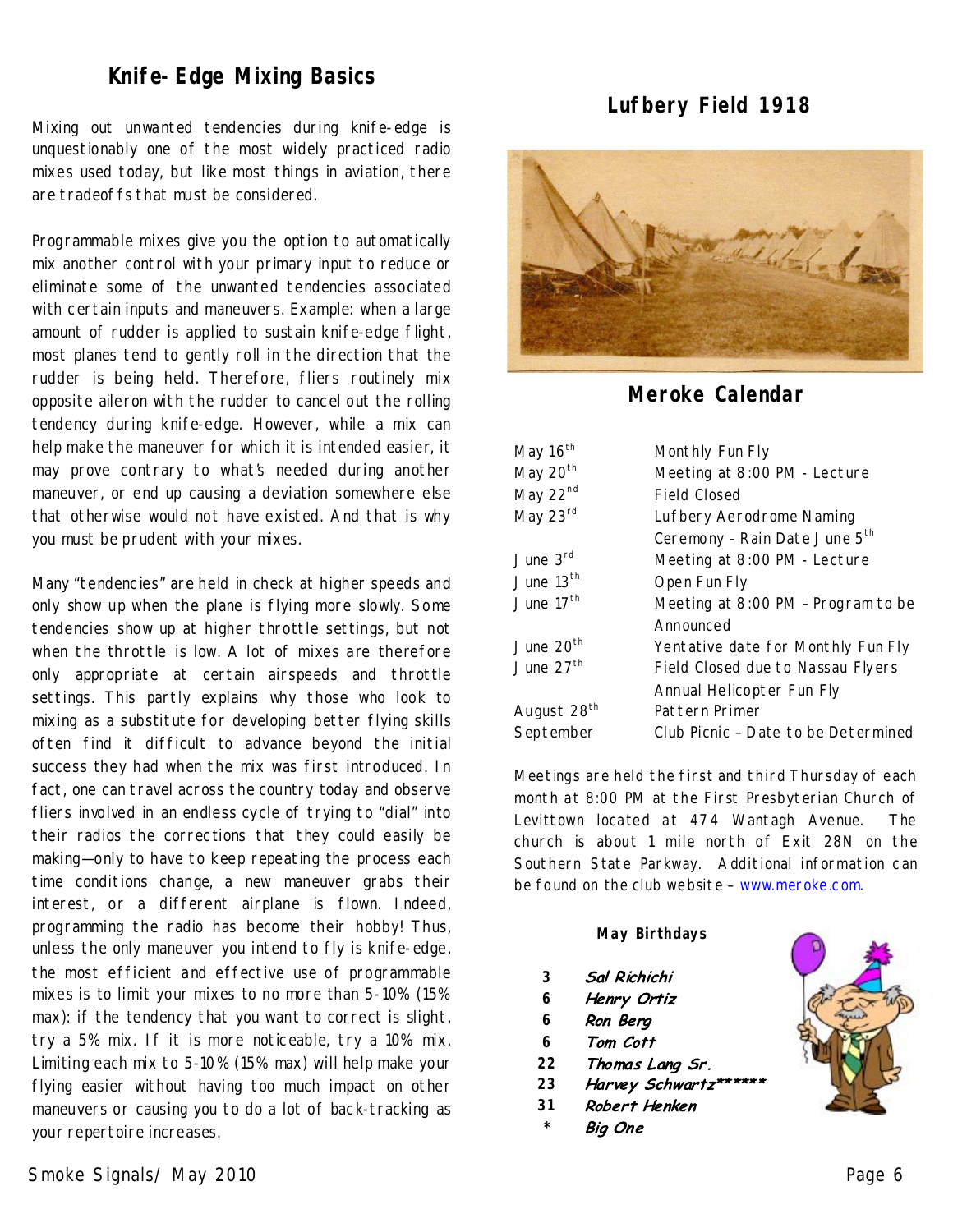## Knife-Edge Mixing Basics

Mixing out unwanted tendencies during knife-edge is unquestionably one of the most widely practiced radio mixes used today, but like most things in aviation, there are tradeoffs that must be considered.

Programmable mixes give you the option to automatically mix another control with your primary input to reduce or eliminate some of the unwanted tendencies associated with certain inputs and maneuvers. Example: when a large amount of rudder is applied to sustain knife-edge flight, most planes tend to gently roll in the direction that the rudder is being held. Therefore, fliers routinely mix opposite aileron with the rudder to cancel out the rolling tendency during knife-edge. However, while a mix can help make the maneuver for which it is intended easier, it may prove contrary to what's needed during another maneuver, or end up causing a deviation somewhere else that otherwise would not have existed. And that is why you must be prudent with your mixes.

Many "tendencies" are held in check at higher speeds and only show up when the plane is flying more slowly. Some tendencies show up at higher throttle settings, but not when the throttle is low. A lot of mixes are therefore only appropriate at certain airspeeds and throttle settings. This partly explains why those who look to mixing as a substitute for developing better flying skills often find it difficult to advance beyond the initial success they had when the mix was first introduced. In fact, one can travel across the country today and observe fliers involved in an endless cycle of trying to "dial" into their radios the corrections that they could easily be making—only to have to keep repeating the process each time conditions change, a new maneuver grabs their interest, or a different airplane is flown. Indeed, programming the radio has become their hobby! Thus, unless the only maneuver you intend to fly is knife-edge, the most efficient and effective use of programmable mixes is to limit your mixes to no more than 5-10% (15% max): if the tendency that you want to correct is slight, try a 5% mix. If it is more noticeable, try a 10% mix. Limiting each mix to 5-10% (15% max) will help make your flying easier without having too much impact on other maneuvers or causing you to do a lot of back-tracking as your repertoire increases.

## Lufbery Field 1918

## Meroke Calendar

| | |
|---|---|
| May 16th | Monthly Fun Fly |
| May 20th | Meeting at 8:00 PM - Lecture |
| May 22nd | Field Closed |
| May 23rd | Lufbery Aerodrome Naming Ceremony – Rain Date June 5th |
| June 3rd | Meeting at 8:00 PM - Lecture |
| June 13th | Open Fun Fly |
| June 17th | Meeting at 8:00 PM – Program to be Announced |
| June 20th | Yentative date for Monthly Fun Fly |
| June 27th | Field Closed due to Nassau Flyers Annual Helicopter Fun Fly |
| August 28th | Pattern Primer |
| September | Club Picnic – Date to be Determined |

Meetings are held the first and third Thursday of each month at 8:00 PM at the First Presbyterian Church of Levittown located at 474 Wantagh Avenue. The church is about 1 mile north of Exit 28N on the Southern State Parkway. Additional information can be found on the club website – www.meroke.com.

### May Birthdays

| | |
|---|---|
| 3 | *Sal Richichi* |
| 6 | *Henry Ortiz* |
| 6 | *Ron Berg* |
| 6 | *Tom Cott* |
| 22 | *Thomas Lang Sr.* |
| 23 | *Harvey Schwartz******* |
| 31 | *Robert Henken* |
| * | *Big One* |